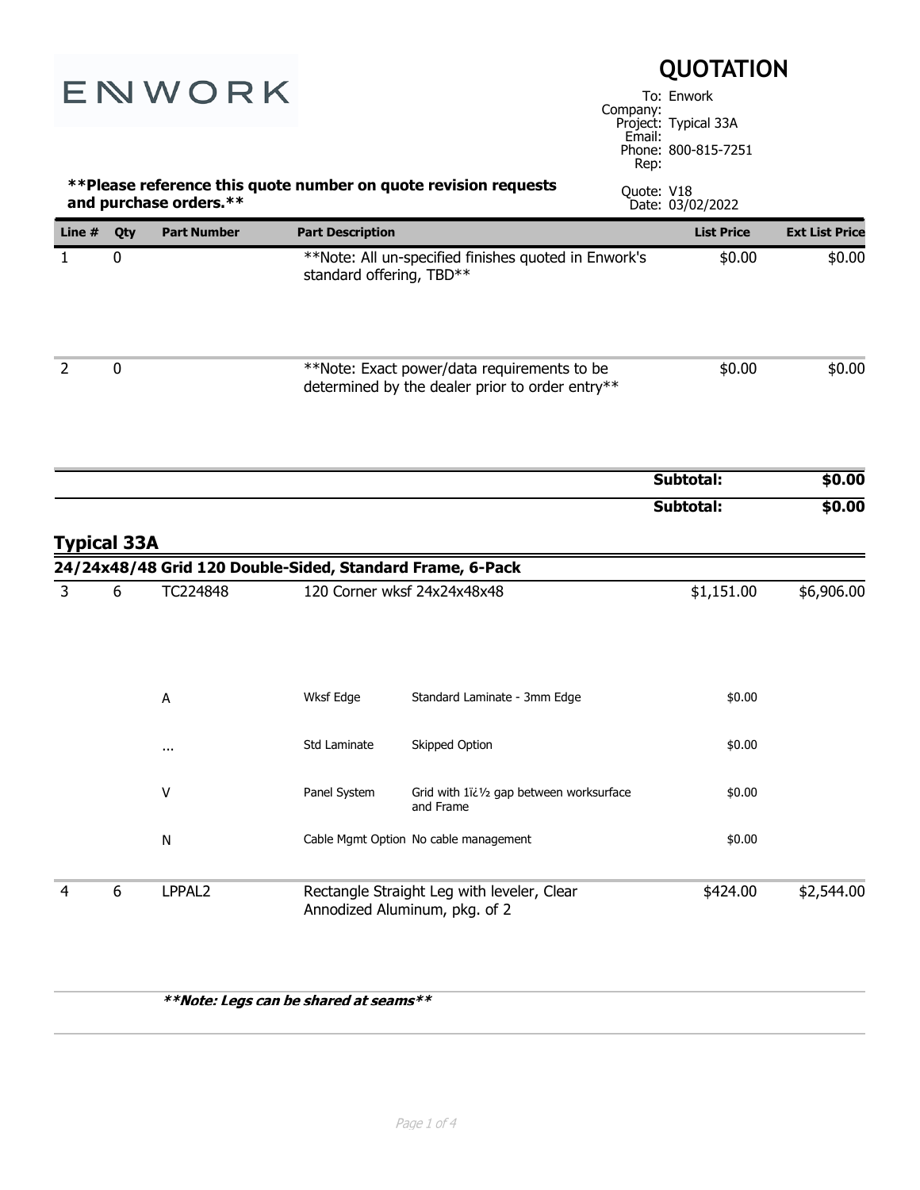ENWORK

# QUOTATION

To: Enwork
Company:
Project: Typical 33A
Email:
Phone: 800-815-7251
Rep:

**\*\*Please reference this quote number on quote revision requests and purchase orders.\*\***

Quote: V18
Date: 03/02/2022

| Line # | Qty | Part Number | Part Description | | List Price | Ext List Price |
|---|---|---|---|---|---|---|
| 1 | 0 | | **Note: All un-specified finishes quoted in Enwork's standard offering, TBD** | | $0.00 | $0.00 |
| 2 | 0 | | **Note: Exact power/data requirements to be determined by the dealer prior to order entry** | | $0.00 | $0.00 |
| | | | | | **Subtotal:** | **$0.00** |
| | | | | | **Subtotal:** | **$0.00** |

## Typical 33A

**24/24x48/48 Grid 120 Double-Sided, Standard Frame, 6-Pack**

| Line # | Qty | Part Number | Part Description | | List Price | Ext List Price |
|---|---|---|---|---|---|---|
| 3 | 6 | TC224848 | 120 Corner wksf 24x24x48x48 | | $1,151.00 | $6,906.00 |
| | | A | Wksf Edge | Standard Laminate - 3mm Edge | $0.00 | |
| | | ... | Std Laminate | Skipped Option | $0.00 | |
| | | V | Panel System | Grid with 1ï¿½ gap between worksurface and Frame | $0.00 | |
| | | N | Cable Mgmt Option | No cable management | $0.00 | |
| 4 | 6 | LPPAL2 | Rectangle Straight Leg with leveler, Clear Annodized Aluminum, pkg. of 2 | | $424.00 | $2,544.00 |

***\*\*Note: Legs can be shared at seams\*\****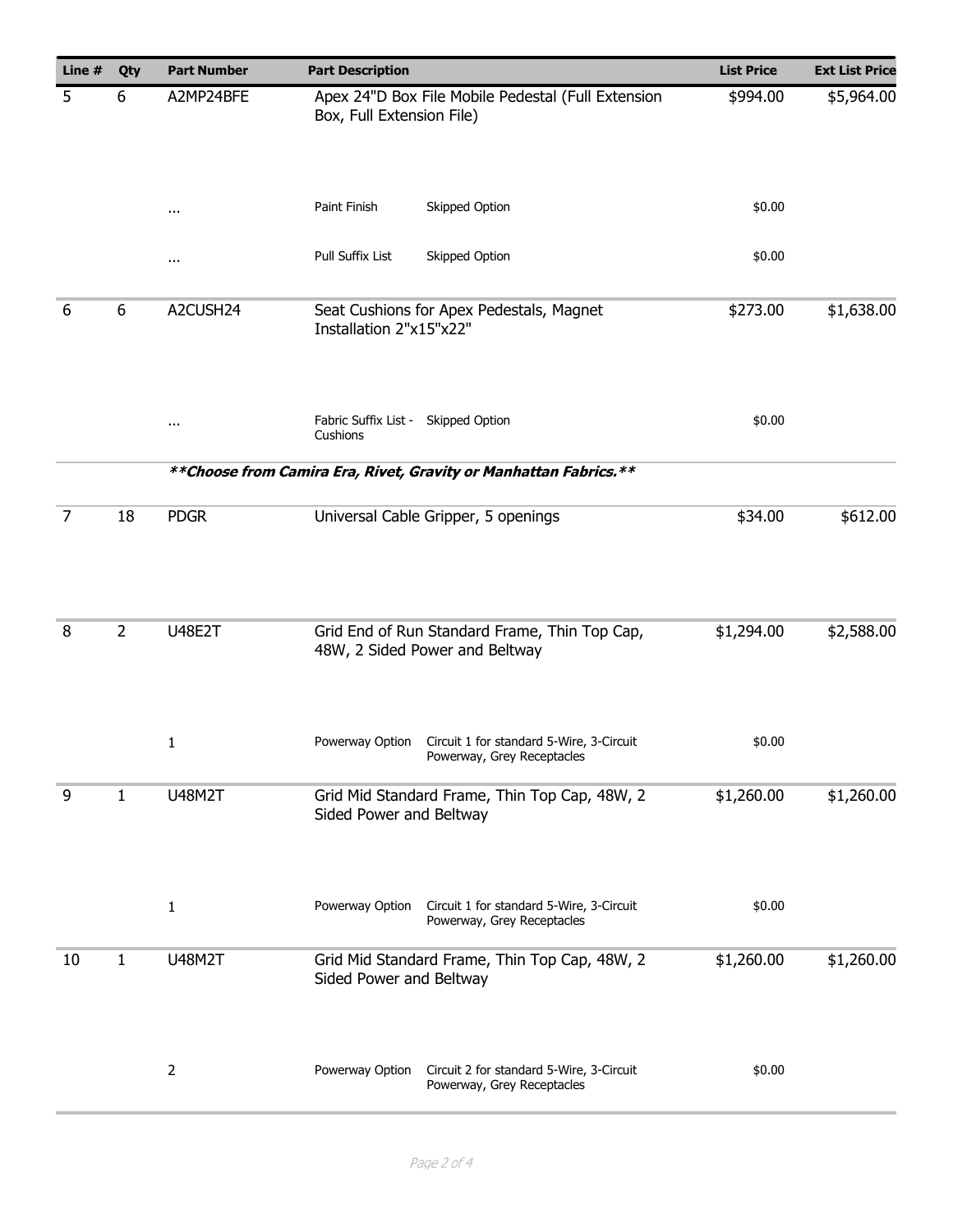| Line # | Qty | Part Number | Part Description | | List Price | Ext List Price |
|---|---|---|---|---|---|---|
| 5 | 6 | A2MP24BFE | Apex 24"D Box File Mobile Pedestal (Full Extension Box, Full Extension File) | | $994.00 | $5,964.00 |
| | | ... | Paint Finish | Skipped Option | $0.00 | |
| | | ... | Pull Suffix List | Skipped Option | $0.00 | |
| 6 | 6 | A2CUSH24 | Seat Cushions for Apex Pedestals, Magnet Installation 2"x15"x22" | | $273.00 | $1,638.00 |
| | | ... | Fabric Suffix List - Cushions | Skipped Option | $0.00 | |
| | | ***\*\*Choose from Camira Era, Rivet, Gravity or Manhattan Fabrics.\*\**** | | | | |
| 7 | 18 | PDGR | Universal Cable Gripper, 5 openings | | $34.00 | $612.00 |
| 8 | 2 | U48E2T | Grid End of Run Standard Frame, Thin Top Cap, 48W, 2 Sided Power and Beltway | | $1,294.00 | $2,588.00 |
| | | 1 | Powerway Option | Circuit 1 for standard 5-Wire, 3-Circuit Powerway, Grey Receptacles | $0.00 | |
| 9 | 1 | U48M2T | Grid Mid Standard Frame, Thin Top Cap, 48W, 2 Sided Power and Beltway | | $1,260.00 | $1,260.00 |
| | | 1 | Powerway Option | Circuit 1 for standard 5-Wire, 3-Circuit Powerway, Grey Receptacles | $0.00 | |
| 10 | 1 | U48M2T | Grid Mid Standard Frame, Thin Top Cap, 48W, 2 Sided Power and Beltway | | $1,260.00 | $1,260.00 |
| | | 2 | Powerway Option | Circuit 2 for standard 5-Wire, 3-Circuit Powerway, Grey Receptacles | $0.00 | |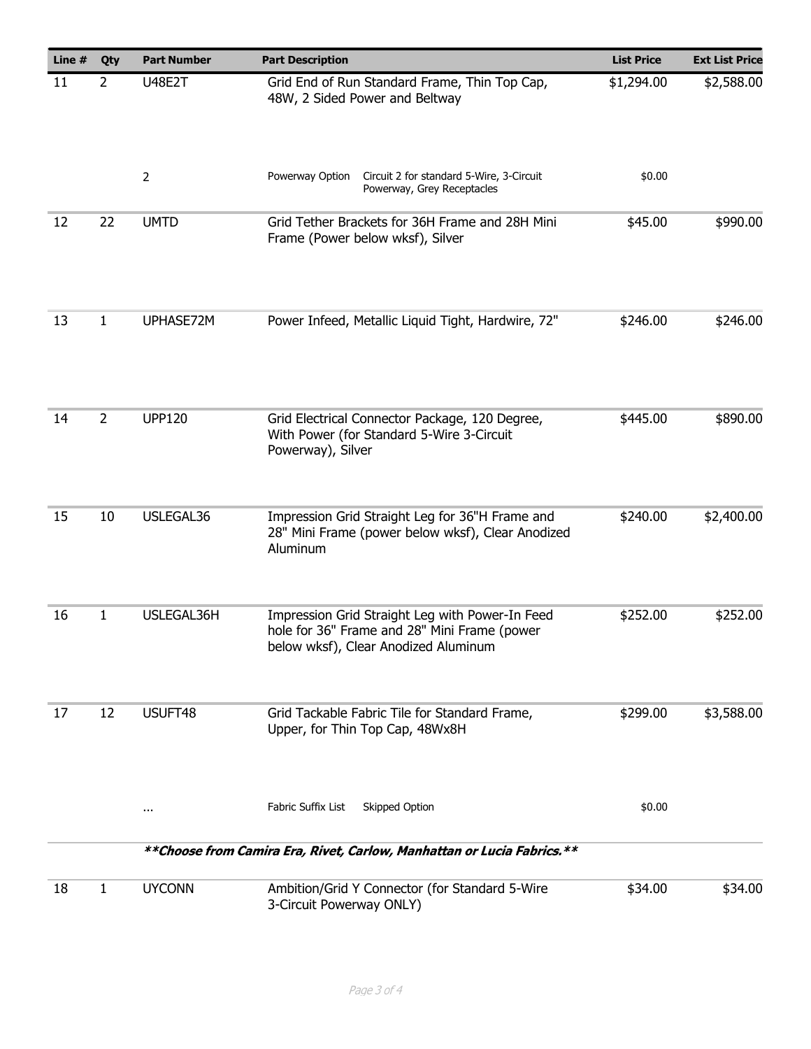| Line # | Qty | Part Number | Part Description | List Price | Ext List Price |
|---|---|---|---|---|---|
| 11 | 2 | U48E2T | Grid End of Run Standard Frame, Thin Top Cap, 48W, 2 Sided Power and Beltway | $1,294.00 | $2,588.00 |
| | | 2 | Powerway Option Circuit 2 for standard 5-Wire, 3-Circuit Powerway, Grey Receptacles | $0.00 | |
| 12 | 22 | UMTD | Grid Tether Brackets for 36H Frame and 28H Mini Frame (Power below wksf), Silver | $45.00 | $990.00 |
| 13 | 1 | UPHASE72M | Power Infeed, Metallic Liquid Tight, Hardwire, 72" | $246.00 | $246.00 |
| 14 | 2 | UPP120 | Grid Electrical Connector Package, 120 Degree, With Power (for Standard 5-Wire 3-Circuit Powerway), Silver | $445.00 | $890.00 |
| 15 | 10 | USLEGAL36 | Impression Grid Straight Leg for 36"H Frame and 28" Mini Frame (power below wksf), Clear Anodized Aluminum | $240.00 | $2,400.00 |
| 16 | 1 | USLEGAL36H | Impression Grid Straight Leg with Power-In Feed hole for 36" Frame and 28" Mini Frame (power below wksf), Clear Anodized Aluminum | $252.00 | $252.00 |
| 17 | 12 | USUFT48 | Grid Tackable Fabric Tile for Standard Frame, Upper, for Thin Top Cap, 48Wx8H | $299.00 | $3,588.00 |
| | | ... | Fabric Suffix List Skipped Option | $0.00 | |
| | | | ***\*\*Choose from Camira Era, Rivet, Carlow, Manhattan or Lucia Fabrics.\*\**** | | |
| 18 | 1 | UYCONN | Ambition/Grid Y Connector (for Standard 5-Wire 3-Circuit Powerway ONLY) | $34.00 | $34.00 |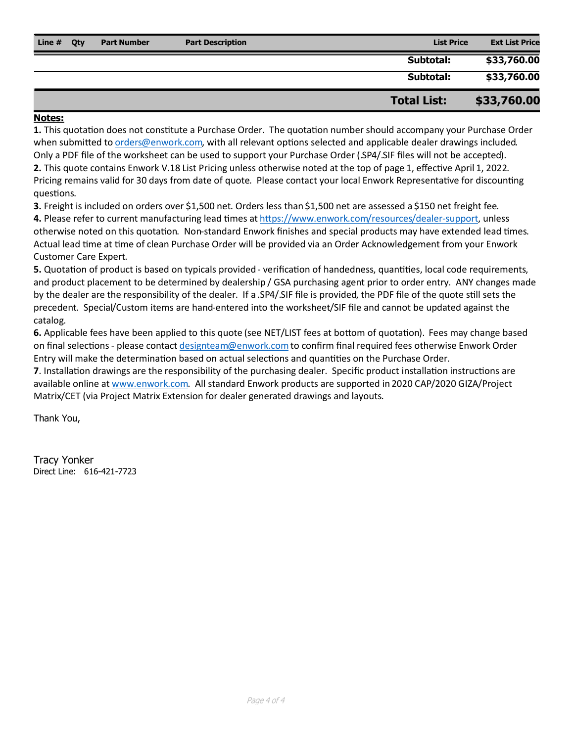| Line # | Qty | Part Number | Part Description | List Price | Ext List Price |
|---|---|---|---|---|---|
| | | | | **Subtotal:** | **$33,760.00** |
| | | | | **Subtotal:** | **$33,760.00** |
| | | | | **Total List:** | **$33,760.00** |

**Notes:**

**1.** This quotation does not constitute a Purchase Order. The quotation number should accompany your Purchase Order when submitted to orders@enwork.com, with all relevant options selected and applicable dealer drawings included. Only a PDF file of the worksheet can be used to support your Purchase Order (.SP4/.SIF files will not be accepted).

**2.** This quote contains Enwork V.18 List Pricing unless otherwise noted at the top of page 1, effective April 1, 2022. Pricing remains valid for 30 days from date of quote. Please contact your local Enwork Representative for discounting questions.

**3.** Freight is included on orders over $1,500 net. Orders less than $1,500 net are assessed a $150 net freight fee.

**4.** Please refer to current manufacturing lead times at https://www.enwork.com/resources/dealer-support, unless otherwise noted on this quotation. Non-standard Enwork finishes and special products may have extended lead times. Actual lead time at time of clean Purchase Order will be provided via an Order Acknowledgement from your Enwork Customer Care Expert.

**5.** Quotation of product is based on typicals provided - verification of handedness, quantities, local code requirements, and product placement to be determined by dealership / GSA purchasing agent prior to order entry. ANY changes made by the dealer are the responsibility of the dealer. If a .SP4/.SIF file is provided, the PDF file of the quote still sets the precedent. Special/Custom items are hand-entered into the worksheet/SIF file and cannot be updated against the catalog.

**6.** Applicable fees have been applied to this quote (see NET/LIST fees at bottom of quotation). Fees may change based on final selections - please contact designteam@enwork.com to confirm final required fees otherwise Enwork Order Entry will make the determination based on actual selections and quantities on the Purchase Order.

**7**. Installation drawings are the responsibility of the purchasing dealer. Specific product installation instructions are available online at www.enwork.com. All standard Enwork products are supported in 2020 CAP/2020 GIZA/Project Matrix/CET (via Project Matrix Extension for dealer generated drawings and layouts.

Thank You,

Tracy Yonker
Direct Line: 616-421-7723